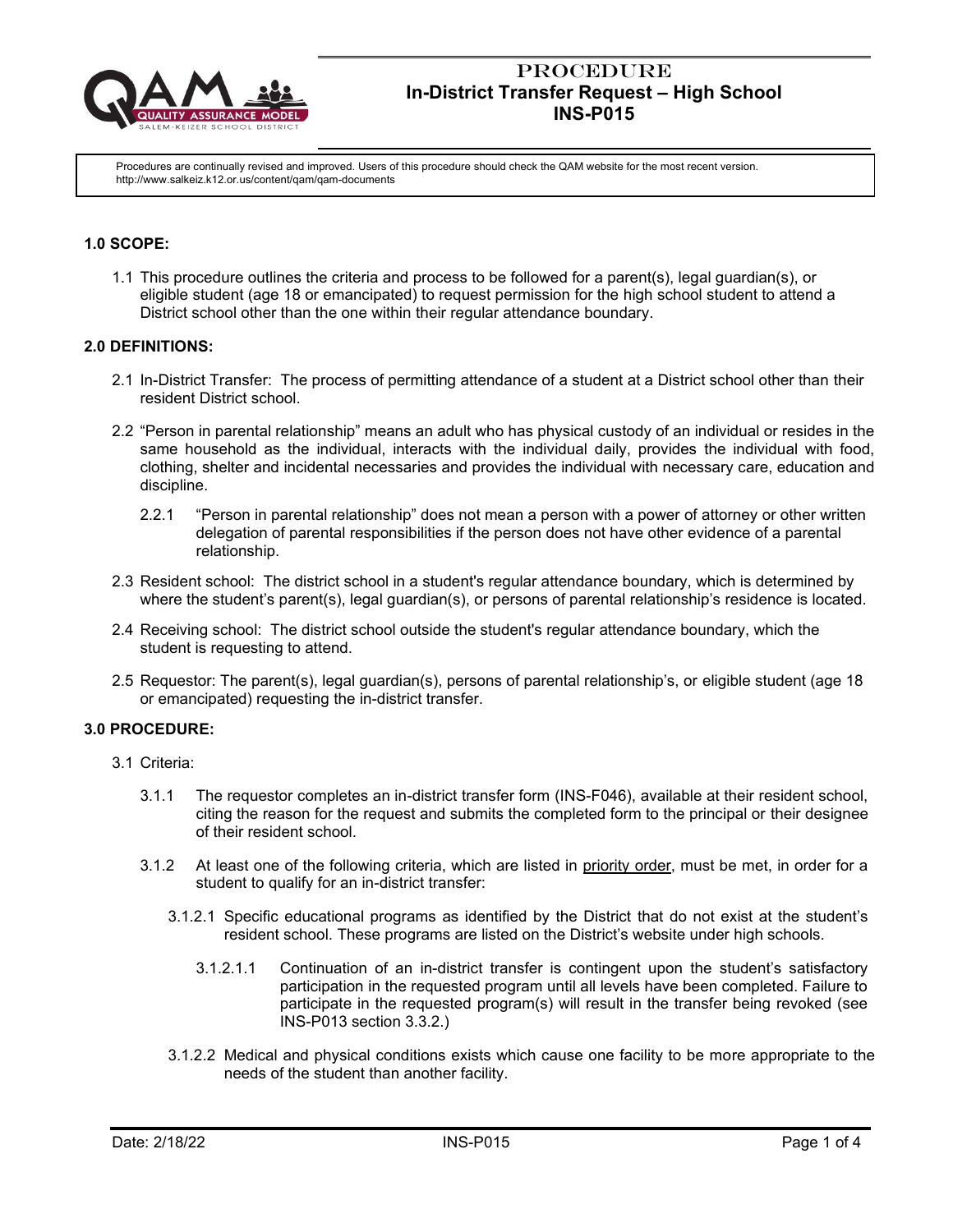# PROCEDURE
# In-District Transfer Request – High School
# INS-P015

Procedures are continually revised and improved. Users of this procedure should check the QAM website for the most recent version. http://www.salkeiz.k12.or.us/content/qam/qam-documents

## 1.0 SCOPE:

1.1 This procedure outlines the criteria and process to be followed for a parent(s), legal guardian(s), or eligible student (age 18 or emancipated) to request permission for the high school student to attend a District school other than the one within their regular attendance boundary.

## 2.0 DEFINITIONS:

2.1 In-District Transfer: The process of permitting attendance of a student at a District school other than their resident District school.

2.2 "Person in parental relationship" means an adult who has physical custody of an individual or resides in the same household as the individual, interacts with the individual daily, provides the individual with food, clothing, shelter and incidental necessaries and provides the individual with necessary care, education and discipline.

2.2.1 "Person in parental relationship" does not mean a person with a power of attorney or other written delegation of parental responsibilities if the person does not have other evidence of a parental relationship.

2.3 Resident school: The district school in a student's regular attendance boundary, which is determined by where the student's parent(s), legal guardian(s), or persons of parental relationship's residence is located.

2.4 Receiving school: The district school outside the student's regular attendance boundary, which the student is requesting to attend.

2.5 Requestor: The parent(s), legal guardian(s), persons of parental relationship's, or eligible student (age 18 or emancipated) requesting the in-district transfer.

## 3.0 PROCEDURE:

3.1 Criteria:

3.1.1 The requestor completes an in-district transfer form (INS-F046), available at their resident school, citing the reason for the request and submits the completed form to the principal or their designee of their resident school.

3.1.2 At least one of the following criteria, which are listed in <u>priority order</u>, must be met, in order for a student to qualify for an in-district transfer:

3.1.2.1 Specific educational programs as identified by the District that do not exist at the student's resident school. These programs are listed on the District's website under high schools.

3.1.2.1.1 Continuation of an in-district transfer is contingent upon the student's satisfactory participation in the requested program until all levels have been completed. Failure to participate in the requested program(s) will result in the transfer being revoked (see INS-P013 section 3.3.2.)

3.1.2.2 Medical and physical conditions exists which cause one facility to be more appropriate to the needs of the student than another facility.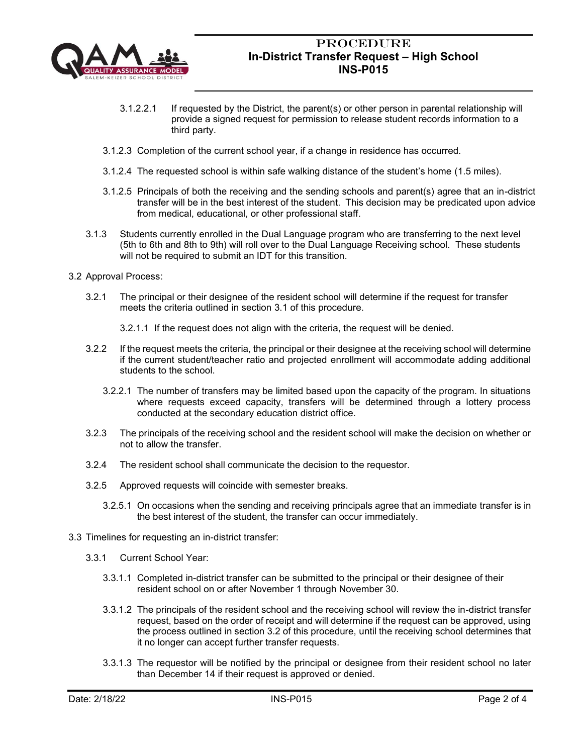3.1.2.2.1 If requested by the District, the parent(s) or other person in parental relationship will provide a signed request for permission to release student records information to a third party.

3.1.2.3 Completion of the current school year, if a change in residence has occurred.

3.1.2.4 The requested school is within safe walking distance of the student's home (1.5 miles).

3.1.2.5 Principals of both the receiving and the sending schools and parent(s) agree that an in-district transfer will be in the best interest of the student. This decision may be predicated upon advice from medical, educational, or other professional staff.

3.1.3 Students currently enrolled in the Dual Language program who are transferring to the next level (5th to 6th and 8th to 9th) will roll over to the Dual Language Receiving school. These students will not be required to submit an IDT for this transition.

3.2 Approval Process:

3.2.1 The principal or their designee of the resident school will determine if the request for transfer meets the criteria outlined in section 3.1 of this procedure.

3.2.1.1 If the request does not align with the criteria, the request will be denied.

3.2.2 If the request meets the criteria, the principal or their designee at the receiving school will determine if the current student/teacher ratio and projected enrollment will accommodate adding additional students to the school.

3.2.2.1 The number of transfers may be limited based upon the capacity of the program. In situations where requests exceed capacity, transfers will be determined through a lottery process conducted at the secondary education district office.

3.2.3 The principals of the receiving school and the resident school will make the decision on whether or not to allow the transfer.

3.2.4 The resident school shall communicate the decision to the requestor.

3.2.5 Approved requests will coincide with semester breaks.

3.2.5.1 On occasions when the sending and receiving principals agree that an immediate transfer is in the best interest of the student, the transfer can occur immediately.

3.3 Timelines for requesting an in-district transfer:

3.3.1 Current School Year:

3.3.1.1 Completed in-district transfer can be submitted to the principal or their designee of their resident school on or after November 1 through November 30.

3.3.1.2 The principals of the resident school and the receiving school will review the in-district transfer request, based on the order of receipt and will determine if the request can be approved, using the process outlined in section 3.2 of this procedure, until the receiving school determines that it no longer can accept further transfer requests.

3.3.1.3 The requestor will be notified by the principal or designee from their resident school no later than December 14 if their request is approved or denied.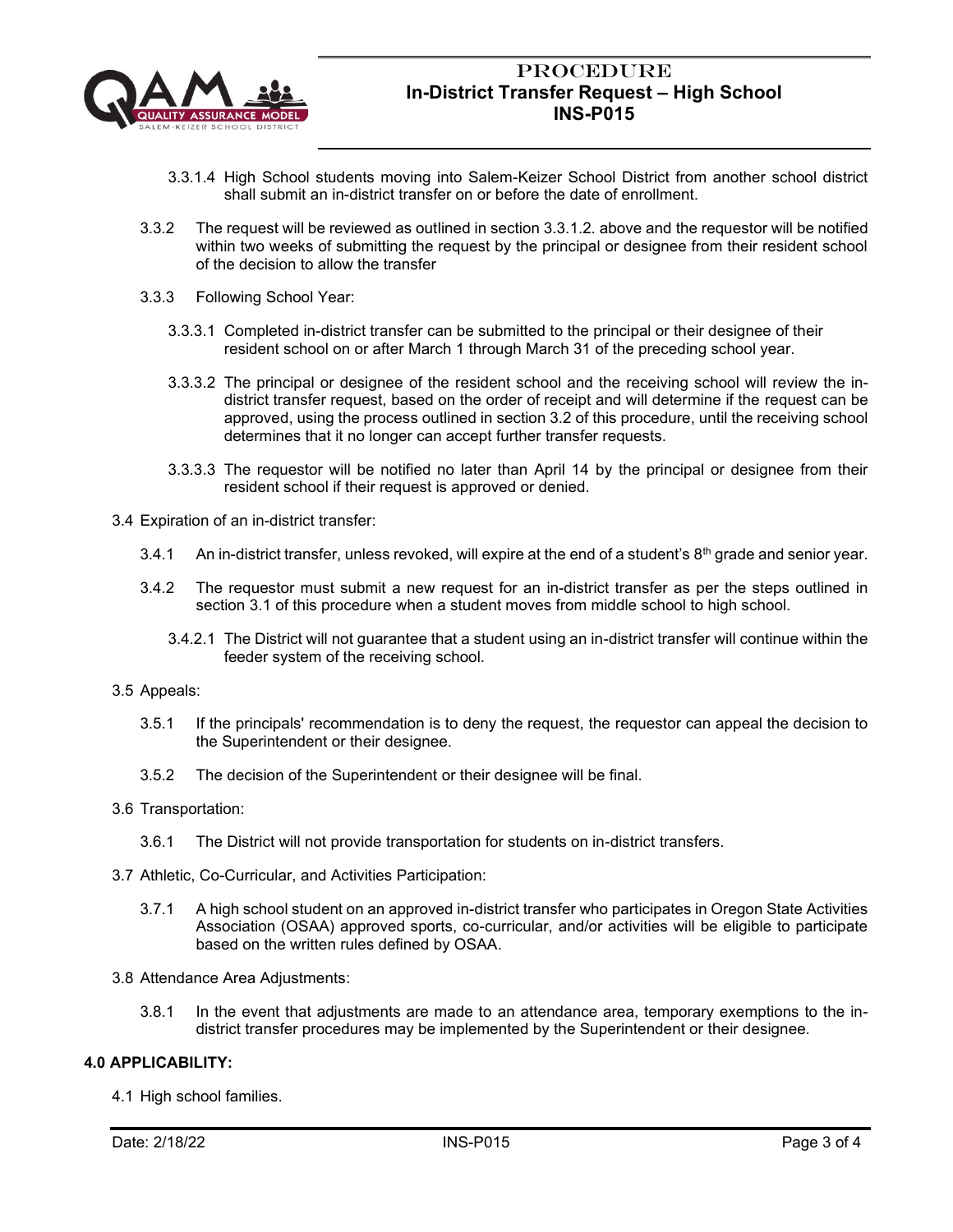3.3.1.4 High School students moving into Salem-Keizer School District from another school district shall submit an in-district transfer on or before the date of enrollment.

3.3.2 The request will be reviewed as outlined in section 3.3.1.2. above and the requestor will be notified within two weeks of submitting the request by the principal or designee from their resident school of the decision to allow the transfer

3.3.3 Following School Year:

3.3.3.1 Completed in-district transfer can be submitted to the principal or their designee of their resident school on or after March 1 through March 31 of the preceding school year.

3.3.3.2 The principal or designee of the resident school and the receiving school will review the in-district transfer request, based on the order of receipt and will determine if the request can be approved, using the process outlined in section 3.2 of this procedure, until the receiving school determines that it no longer can accept further transfer requests.

3.3.3.3 The requestor will be notified no later than April 14 by the principal or designee from their resident school if their request is approved or denied.

3.4 Expiration of an in-district transfer:

3.4.1 An in-district transfer, unless revoked, will expire at the end of a student's 8th grade and senior year.

3.4.2 The requestor must submit a new request for an in-district transfer as per the steps outlined in section 3.1 of this procedure when a student moves from middle school to high school.

3.4.2.1 The District will not guarantee that a student using an in-district transfer will continue within the feeder system of the receiving school.

3.5 Appeals:

3.5.1 If the principals' recommendation is to deny the request, the requestor can appeal the decision to the Superintendent or their designee.

3.5.2 The decision of the Superintendent or their designee will be final.

3.6 Transportation:

3.6.1 The District will not provide transportation for students on in-district transfers.

3.7 Athletic, Co-Curricular, and Activities Participation:

3.7.1 A high school student on an approved in-district transfer who participates in Oregon State Activities Association (OSAA) approved sports, co-curricular, and/or activities will be eligible to participate based on the written rules defined by OSAA.

3.8 Attendance Area Adjustments:

3.8.1 In the event that adjustments are made to an attendance area, temporary exemptions to the in-district transfer procedures may be implemented by the Superintendent or their designee.

**4.0 APPLICABILITY:**

4.1 High school families.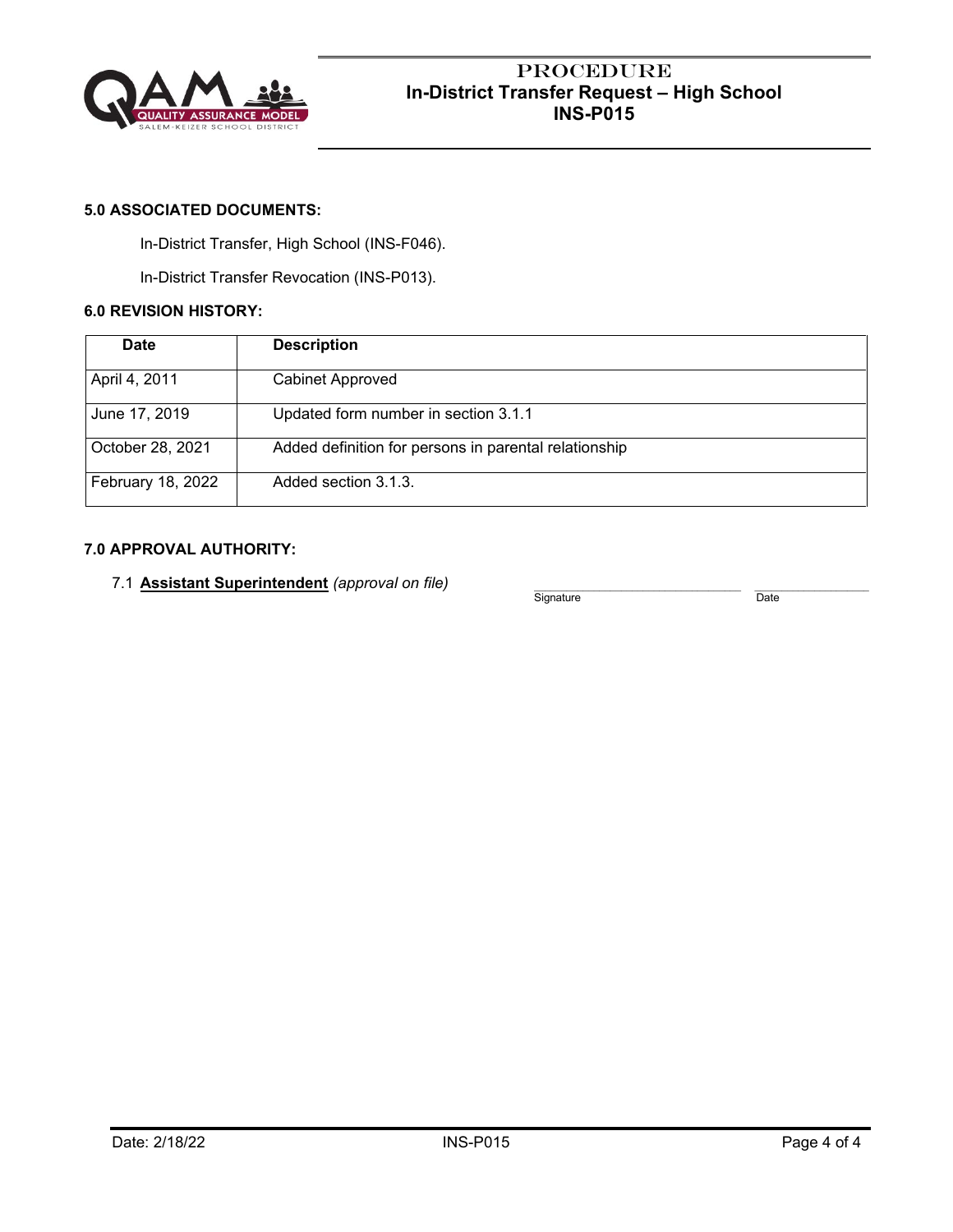## 5.0 ASSOCIATED DOCUMENTS:

In-District Transfer, High School (INS-F046).

In-District Transfer Revocation (INS-P013).

## 6.0 REVISION HISTORY:

| Date | Description |
|---|---|
| April 4, 2011 | Cabinet Approved |
| June 17, 2019 | Updated form number in section 3.1.1 |
| October 28, 2021 | Added definition for persons in parental relationship |
| February 18, 2022 | Added section 3.1.3. |

## 7.0 APPROVAL AUTHORITY:

7.1 **Assistant Superintendent** *(approval on file)*

Signature ____________________ Date ____________